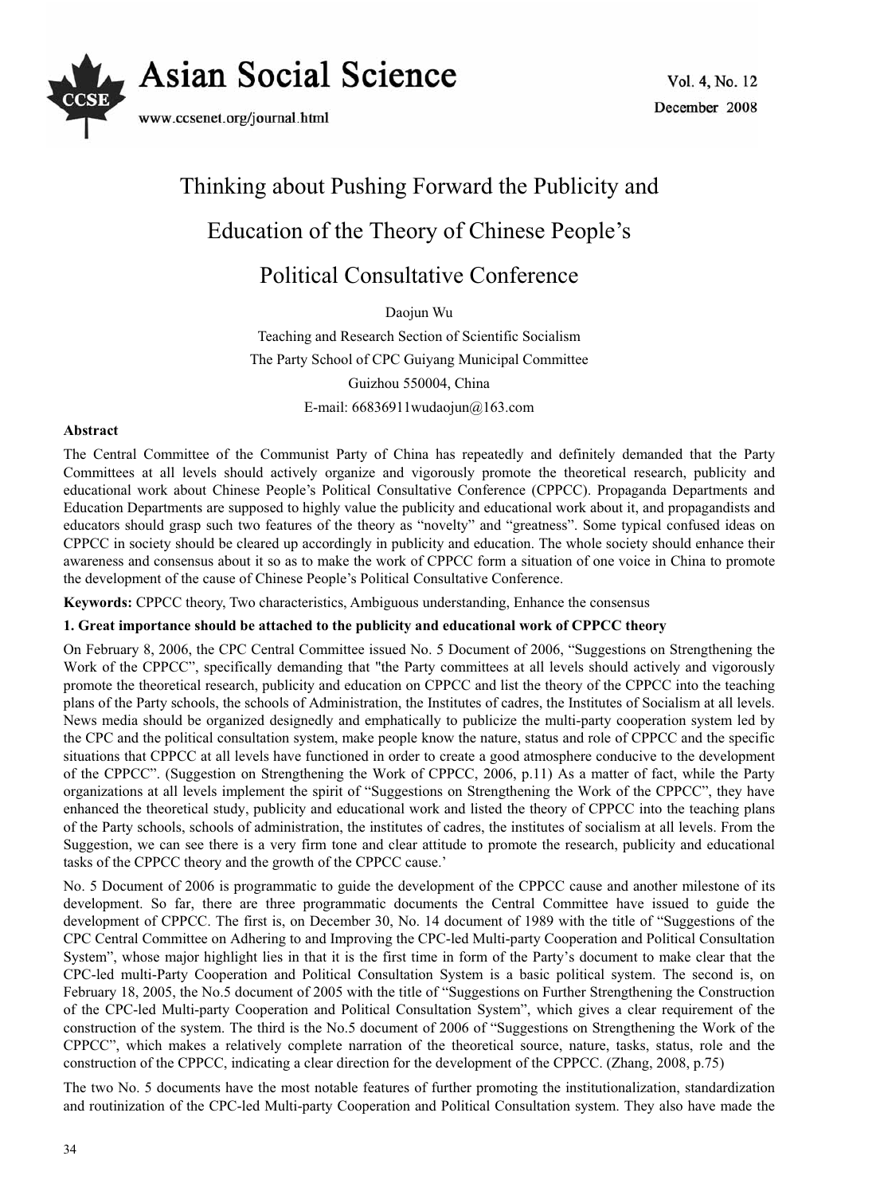# Thinking about Pushing Forward the Publicity and Education of the Theory of Chinese People's Political Consultative Conference

Daojun Wu

Teaching and Research Section of Scientific Socialism

The Party School of CPC Guiyang Municipal Committee

Guizhou 550004, China

E-mail: 66836911wudaojun@163.com

**Abstract**

The Central Committee of the Communist Party of China has repeatedly and definitely demanded that the Party Committees at all levels should actively organize and vigorously promote the theoretical research, publicity and educational work about Chinese People's Political Consultative Conference (CPPCC). Propaganda Departments and Education Departments are supposed to highly value the publicity and educational work about it, and propagandists and educators should grasp such two features of the theory as "novelty" and "greatness". Some typical confused ideas on CPPCC in society should be cleared up accordingly in publicity and education. The whole society should enhance their awareness and consensus about it so as to make the work of CPPCC form a situation of one voice in China to promote the development of the cause of Chinese People's Political Consultative Conference.

**Keywords:** CPPCC theory, Two characteristics, Ambiguous understanding, Enhance the consensus

### 1. Great importance should be attached to the publicity and educational work of CPPCC theory

On February 8, 2006, the CPC Central Committee issued No. 5 Document of 2006, "Suggestions on Strengthening the Work of the CPPCC", specifically demanding that "the Party committees at all levels should actively and vigorously promote the theoretical research, publicity and education on CPPCC and list the theory of the CPPCC into the teaching plans of the Party schools, the schools of Administration, the Institutes of cadres, the Institutes of Socialism at all levels. News media should be organized designedly and emphatically to publicize the multi-party cooperation system led by the CPC and the political consultation system, make people know the nature, status and role of CPPCC and the specific situations that CPPCC at all levels have functioned in order to create a good atmosphere conducive to the development of the CPPCC". (Suggestion on Strengthening the Work of CPPCC, 2006, p.11) As a matter of fact, while the Party organizations at all levels implement the spirit of "Suggestions on Strengthening the Work of the CPPCC", they have enhanced the theoretical study, publicity and educational work and listed the theory of CPPCC into the teaching plans of the Party schools, schools of administration, the institutes of cadres, the institutes of socialism at all levels. From the Suggestion, we can see there is a very firm tone and clear attitude to promote the research, publicity and educational tasks of the CPPCC theory and the growth of the CPPCC cause.'

No. 5 Document of 2006 is programmatic to guide the development of the CPPCC cause and another milestone of its development. So far, there are three programmatic documents the Central Committee have issued to guide the development of CPPCC. The first is, on December 30, No. 14 document of 1989 with the title of "Suggestions of the CPC Central Committee on Adhering to and Improving the CPC-led Multi-party Cooperation and Political Consultation System", whose major highlight lies in that it is the first time in form of the Party's document to make clear that the CPC-led multi-Party Cooperation and Political Consultation System is a basic political system. The second is, on February 18, 2005, the No.5 document of 2005 with the title of "Suggestions on Further Strengthening the Construction of the CPC-led Multi-party Cooperation and Political Consultation System", which gives a clear requirement of the construction of the system. The third is the No.5 document of 2006 of "Suggestions on Strengthening the Work of the CPPCC", which makes a relatively complete narration of the theoretical source, nature, tasks, status, role and the construction of the CPPCC, indicating a clear direction for the development of the CPPCC. (Zhang, 2008, p.75)

The two No. 5 documents have the most notable features of further promoting the institutionalization, standardization and routinization of the CPC-led Multi-party Cooperation and Political Consultation system. They also have made the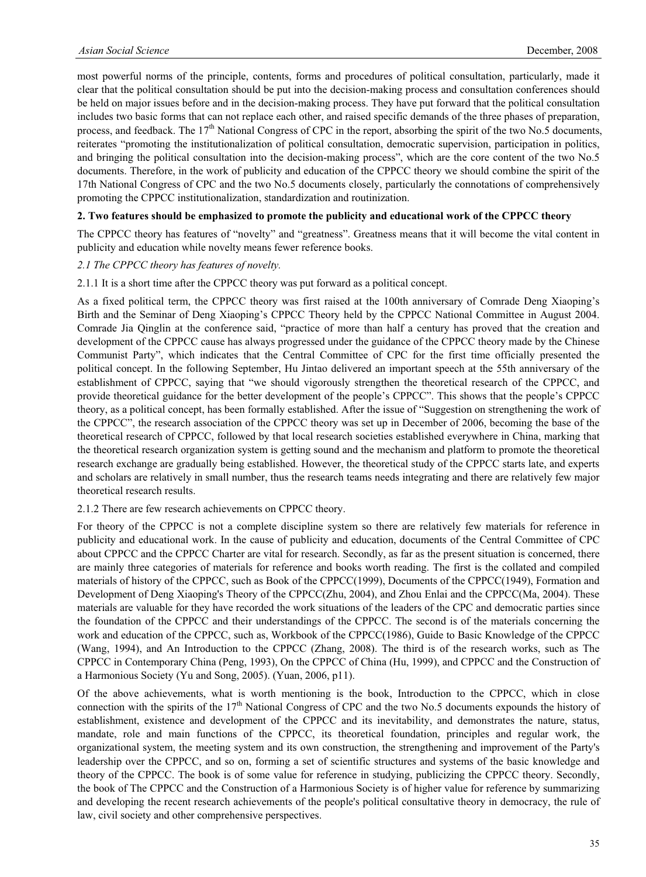most powerful norms of the principle, contents, forms and procedures of political consultation, particularly, made it clear that the political consultation should be put into the decision-making process and consultation conferences should be held on major issues before and in the decision-making process. They have put forward that the political consultation includes two basic forms that can not replace each other, and raised specific demands of the three phases of preparation, process, and feedback. The 17th National Congress of CPC in the report, absorbing the spirit of the two No.5 documents, reiterates "promoting the institutionalization of political consultation, democratic supervision, participation in politics, and bringing the political consultation into the decision-making process", which are the core content of the two No.5 documents. Therefore, in the work of publicity and education of the CPPCC theory we should combine the spirit of the 17th National Congress of CPC and the two No.5 documents closely, particularly the connotations of comprehensively promoting the CPPCC institutionalization, standardization and routinization.

## 2. Two features should be emphasized to promote the publicity and educational work of the CPPCC theory

The CPPCC theory has features of "novelty" and "greatness". Greatness means that it will become the vital content in publicity and education while novelty means fewer reference books.

### *2.1 The CPPCC theory has features of novelty.*

2.1.1 It is a short time after the CPPCC theory was put forward as a political concept.

As a fixed political term, the CPPCC theory was first raised at the 100th anniversary of Comrade Deng Xiaoping's Birth and the Seminar of Deng Xiaoping's CPPCC Theory held by the CPPCC National Committee in August 2004. Comrade Jia Qinglin at the conference said, "practice of more than half a century has proved that the creation and development of the CPPCC cause has always progressed under the guidance of the CPPCC theory made by the Chinese Communist Party", which indicates that the Central Committee of CPC for the first time officially presented the political concept. In the following September, Hu Jintao delivered an important speech at the 55th anniversary of the establishment of CPPCC, saying that "we should vigorously strengthen the theoretical research of the CPPCC, and provide theoretical guidance for the better development of the people's CPPCC". This shows that the people's CPPCC theory, as a political concept, has been formally established. After the issue of "Suggestion on strengthening the work of the CPPCC", the research association of the CPPCC theory was set up in December of 2006, becoming the base of the theoretical research of CPPCC, followed by that local research societies established everywhere in China, marking that the theoretical research organization system is getting sound and the mechanism and platform to promote the theoretical research exchange are gradually being established. However, the theoretical study of the CPPCC starts late, and experts and scholars are relatively in small number, thus the research teams needs integrating and there are relatively few major theoretical research results.

2.1.2 There are few research achievements on CPPCC theory.

For theory of the CPPCC is not a complete discipline system so there are relatively few materials for reference in publicity and educational work. In the cause of publicity and education, documents of the Central Committee of CPC about CPPCC and the CPPCC Charter are vital for research. Secondly, as far as the present situation is concerned, there are mainly three categories of materials for reference and books worth reading. The first is the collated and compiled materials of history of the CPPCC, such as Book of the CPPCC(1999), Documents of the CPPCC(1949), Formation and Development of Deng Xiaoping's Theory of the CPPCC(Zhu, 2004), and Zhou Enlai and the CPPCC(Ma, 2004). These materials are valuable for they have recorded the work situations of the leaders of the CPC and democratic parties since the foundation of the CPPCC and their understandings of the CPPCC. The second is of the materials concerning the work and education of the CPPCC, such as, Workbook of the CPPCC(1986), Guide to Basic Knowledge of the CPPCC (Wang, 1994), and An Introduction to the CPPCC (Zhang, 2008). The third is of the research works, such as The CPPCC in Contemporary China (Peng, 1993), On the CPPCC of China (Hu, 1999), and CPPCC and the Construction of a Harmonious Society (Yu and Song, 2005). (Yuan, 2006, p11).

Of the above achievements, what is worth mentioning is the book, Introduction to the CPPCC, which in close connection with the spirits of the 17th National Congress of CPC and the two No.5 documents expounds the history of establishment, existence and development of the CPPCC and its inevitability, and demonstrates the nature, status, mandate, role and main functions of the CPPCC, its theoretical foundation, principles and regular work, the organizational system, the meeting system and its own construction, the strengthening and improvement of the Party's leadership over the CPPCC, and so on, forming a set of scientific structures and systems of the basic knowledge and theory of the CPPCC. The book is of some value for reference in studying, publicizing the CPPCC theory. Secondly, the book of The CPPCC and the Construction of a Harmonious Society is of higher value for reference by summarizing and developing the recent research achievements of the people's political consultative theory in democracy, the rule of law, civil society and other comprehensive perspectives.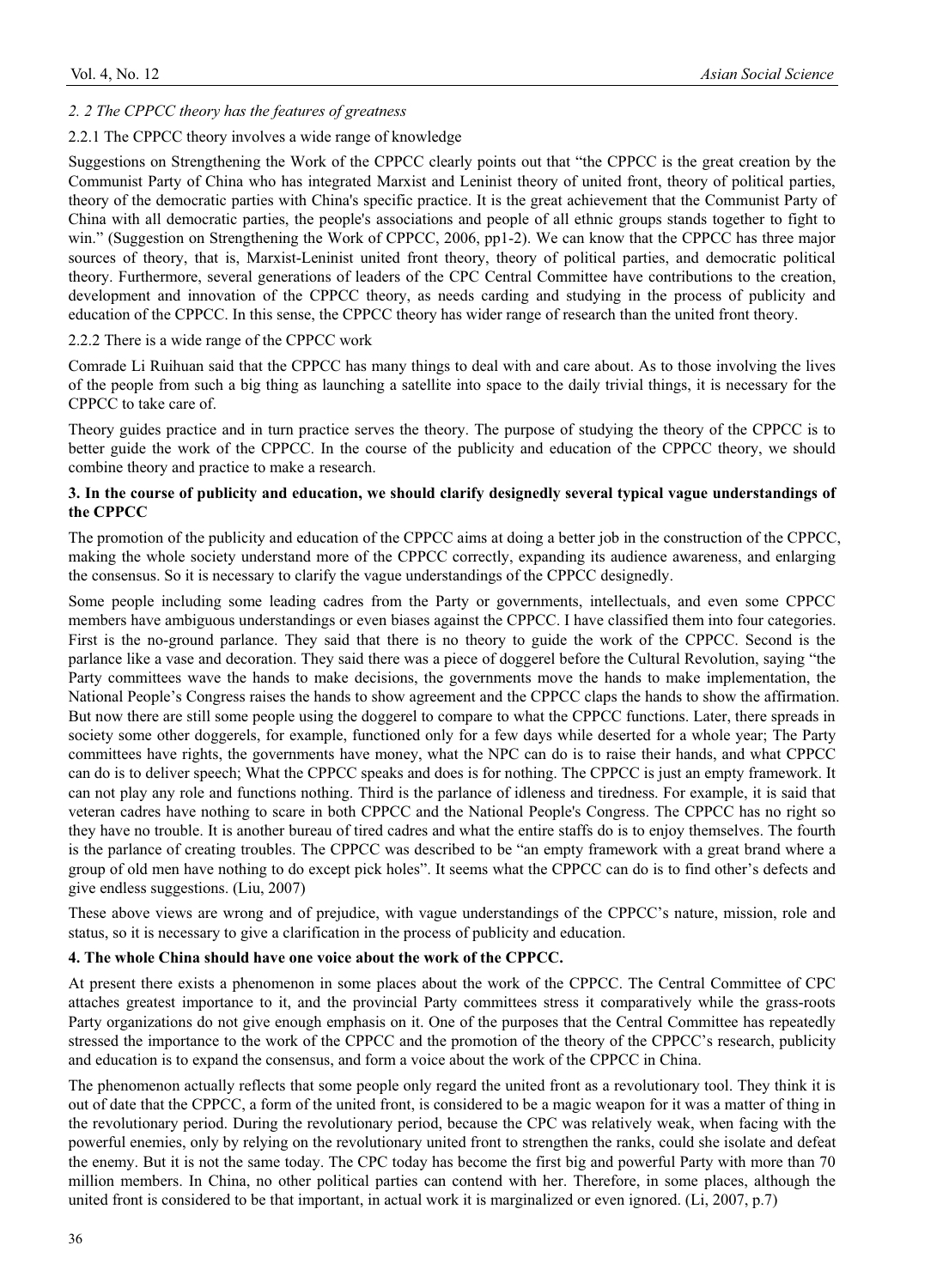*2. 2 The CPPCC theory has the features of greatness*

2.2.1 The CPPCC theory involves a wide range of knowledge

Suggestions on Strengthening the Work of the CPPCC clearly points out that "the CPPCC is the great creation by the Communist Party of China who has integrated Marxist and Leninist theory of united front, theory of political parties, theory of the democratic parties with China's specific practice. It is the great achievement that the Communist Party of China with all democratic parties, the people's associations and people of all ethnic groups stands together to fight to win." (Suggestion on Strengthening the Work of CPPCC, 2006, pp1-2). We can know that the CPPCC has three major sources of theory, that is, Marxist-Leninist united front theory, theory of political parties, and democratic political theory. Furthermore, several generations of leaders of the CPC Central Committee have contributions to the creation, development and innovation of the CPPCC theory, as needs carding and studying in the process of publicity and education of the CPPCC. In this sense, the CPPCC theory has wider range of research than the united front theory.

2.2.2 There is a wide range of the CPPCC work

Comrade Li Ruihuan said that the CPPCC has many things to deal with and care about. As to those involving the lives of the people from such a big thing as launching a satellite into space to the daily trivial things, it is necessary for the CPPCC to take care of.

Theory guides practice and in turn practice serves the theory. The purpose of studying the theory of the CPPCC is to better guide the work of the CPPCC. In the course of the publicity and education of the CPPCC theory, we should combine theory and practice to make a research.

**3. In the course of publicity and education, we should clarify designedly several typical vague understandings of the CPPCC**

The promotion of the publicity and education of the CPPCC aims at doing a better job in the construction of the CPPCC, making the whole society understand more of the CPPCC correctly, expanding its audience awareness, and enlarging the consensus. So it is necessary to clarify the vague understandings of the CPPCC designedly.

Some people including some leading cadres from the Party or governments, intellectuals, and even some CPPCC members have ambiguous understandings or even biases against the CPPCC. I have classified them into four categories. First is the no-ground parlance. They said that there is no theory to guide the work of the CPPCC. Second is the parlance like a vase and decoration. They said there was a piece of doggerel before the Cultural Revolution, saying "the Party committees wave the hands to make decisions, the governments move the hands to make implementation, the National People's Congress raises the hands to show agreement and the CPPCC claps the hands to show the affirmation. But now there are still some people using the doggerel to compare to what the CPPCC functions. Later, there spreads in society some other doggerels, for example, functioned only for a few days while deserted for a whole year; The Party committees have rights, the governments have money, what the NPC can do is to raise their hands, and what CPPCC can do is to deliver speech; What the CPPCC speaks and does is for nothing. The CPPCC is just an empty framework. It can not play any role and functions nothing. Third is the parlance of idleness and tiredness. For example, it is said that veteran cadres have nothing to scare in both CPPCC and the National People's Congress. The CPPCC has no right so they have no trouble. It is another bureau of tired cadres and what the entire staffs do is to enjoy themselves. The fourth is the parlance of creating troubles. The CPPCC was described to be "an empty framework with a great brand where a group of old men have nothing to do except pick holes". It seems what the CPPCC can do is to find other's defects and give endless suggestions. (Liu, 2007)

These above views are wrong and of prejudice, with vague understandings of the CPPCC's nature, mission, role and status, so it is necessary to give a clarification in the process of publicity and education.

**4. The whole China should have one voice about the work of the CPPCC.**

At present there exists a phenomenon in some places about the work of the CPPCC. The Central Committee of CPC attaches greatest importance to it, and the provincial Party committees stress it comparatively while the grass-roots Party organizations do not give enough emphasis on it. One of the purposes that the Central Committee has repeatedly stressed the importance to the work of the CPPCC and the promotion of the theory of the CPPCC's research, publicity and education is to expand the consensus, and form a voice about the work of the CPPCC in China.

The phenomenon actually reflects that some people only regard the united front as a revolutionary tool. They think it is out of date that the CPPCC, a form of the united front, is considered to be a magic weapon for it was a matter of thing in the revolutionary period. During the revolutionary period, because the CPC was relatively weak, when facing with the powerful enemies, only by relying on the revolutionary united front to strengthen the ranks, could she isolate and defeat the enemy. But it is not the same today. The CPC today has become the first big and powerful Party with more than 70 million members. In China, no other political parties can contend with her. Therefore, in some places, although the united front is considered to be that important, in actual work it is marginalized or even ignored. (Li, 2007, p.7)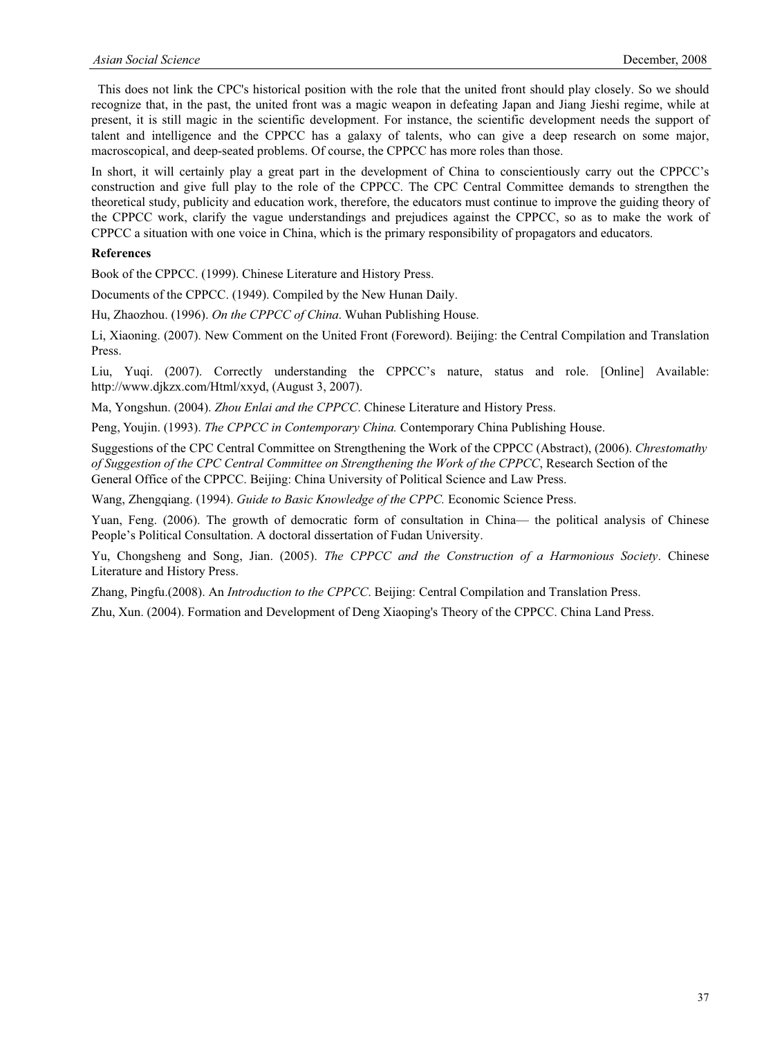This does not link the CPC's historical position with the role that the united front should play closely. So we should recognize that, in the past, the united front was a magic weapon in defeating Japan and Jiang Jieshi regime, while at present, it is still magic in the scientific development. For instance, the scientific development needs the support of talent and intelligence and the CPPCC has a galaxy of talents, who can give a deep research on some major, macroscopical, and deep-seated problems. Of course, the CPPCC has more roles than those.

In short, it will certainly play a great part in the development of China to conscientiously carry out the CPPCC's construction and give full play to the role of the CPPCC. The CPC Central Committee demands to strengthen the theoretical study, publicity and education work, therefore, the educators must continue to improve the guiding theory of the CPPCC work, clarify the vague understandings and prejudices against the CPPCC, so as to make the work of CPPCC a situation with one voice in China, which is the primary responsibility of propagators and educators.

**References**

Book of the CPPCC. (1999). Chinese Literature and History Press.

Documents of the CPPCC. (1949). Compiled by the New Hunan Daily.

Hu, Zhaozhou. (1996). *On the CPPCC of China*. Wuhan Publishing House.

Li, Xiaoning. (2007). New Comment on the United Front (Foreword). Beijing: the Central Compilation and Translation Press.

Liu, Yuqi. (2007). Correctly understanding the CPPCC's nature, status and role. [Online] Available: http://www.djkzx.com/Html/xxyd, (August 3, 2007).

Ma, Yongshun. (2004). *Zhou Enlai and the CPPCC*. Chinese Literature and History Press.

Peng, Youjin. (1993). *The CPPCC in Contemporary China.* Contemporary China Publishing House.

Suggestions of the CPC Central Committee on Strengthening the Work of the CPPCC (Abstract), (2006). *Chrestomathy of Suggestion of the CPC Central Committee on Strengthening the Work of the CPPCC*, Research Section of the General Office of the CPPCC. Beijing: China University of Political Science and Law Press.

Wang, Zhengqiang. (1994). *Guide to Basic Knowledge of the CPPC.* Economic Science Press.

Yuan, Feng. (2006). The growth of democratic form of consultation in China— the political analysis of Chinese People's Political Consultation. A doctoral dissertation of Fudan University.

Yu, Chongsheng and Song, Jian. (2005). *The CPPCC and the Construction of a Harmonious Society*. Chinese Literature and History Press.

Zhang, Pingfu.(2008). An *Introduction to the CPPCC*. Beijing: Central Compilation and Translation Press.

Zhu, Xun. (2004). Formation and Development of Deng Xiaoping's Theory of the CPPCC. China Land Press.